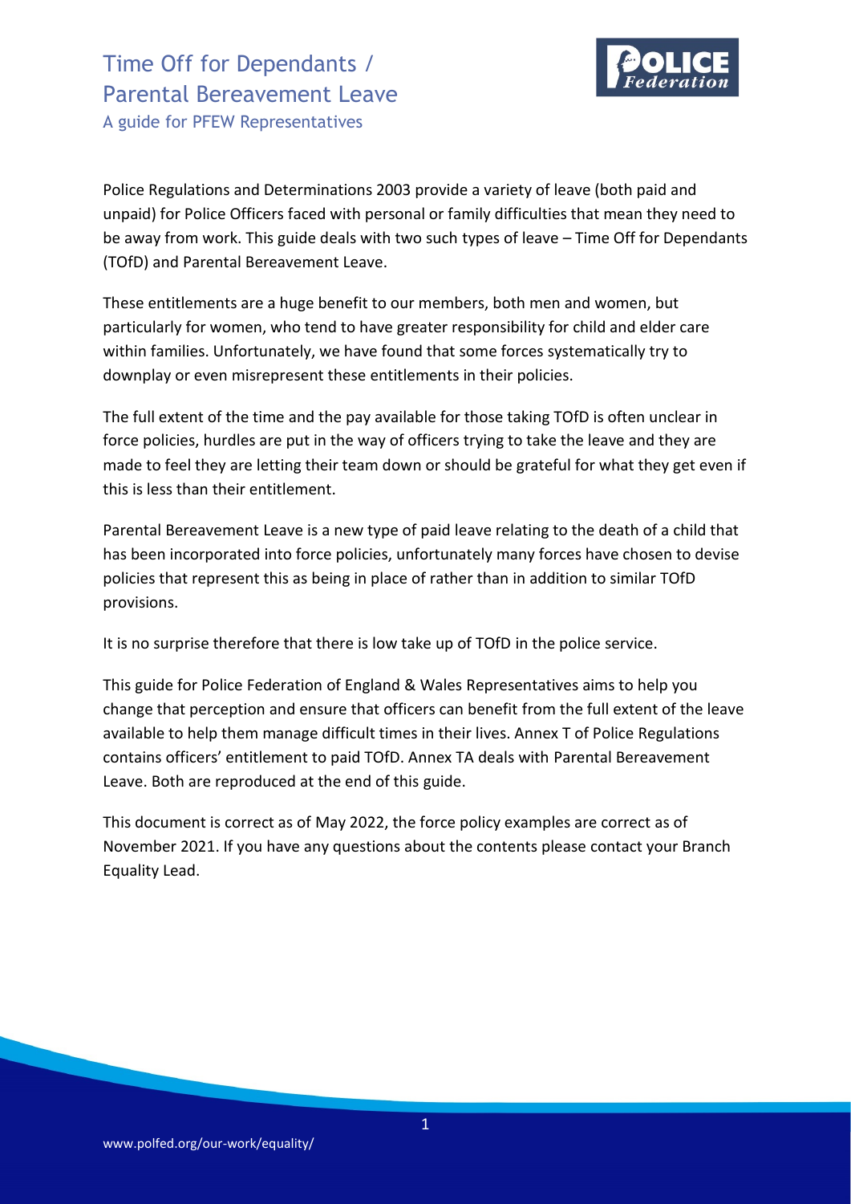# Time Off for Dependants / Parental Bereavement Leave

### A guide for PFEW Representatives

Police Regulations and Determinations 2003 provide a variety of leave (both paid and unpaid) for Police Officers faced with personal or family difficulties that mean they need to be away from work. This guide deals with two such types of leave – Time Off for Dependants (TOfD) and Parental Bereavement Leave.

These entitlements are a huge benefit to our members, both men and women, but particularly for women, who tend to have greater responsibility for child and elder care within families. Unfortunately, we have found that some forces systematically try to downplay or even misrepresent these entitlements in their policies.

The full extent of the time and the pay available for those taking TOfD is often unclear in force policies, hurdles are put in the way of officers trying to take the leave and they are made to feel they are letting their team down or should be grateful for what they get even if this is less than their entitlement.

Parental Bereavement Leave is a new type of paid leave relating to the death of a child that has been incorporated into force policies, unfortunately many forces have chosen to devise policies that represent this as being in place of rather than in addition to similar TOfD provisions.

It is no surprise therefore that there is low take up of TOfD in the police service.

This guide for Police Federation of England & Wales Representatives aims to help you change that perception and ensure that officers can benefit from the full extent of the leave available to help them manage difficult times in their lives. Annex T of Police Regulations contains officers' entitlement to paid TOfD. Annex TA deals with Parental Bereavement Leave. Both are reproduced at the end of this guide.

This document is correct as of May 2022, the force policy examples are correct as of November 2021. If you have any questions about the contents please contact your Branch Equality Lead.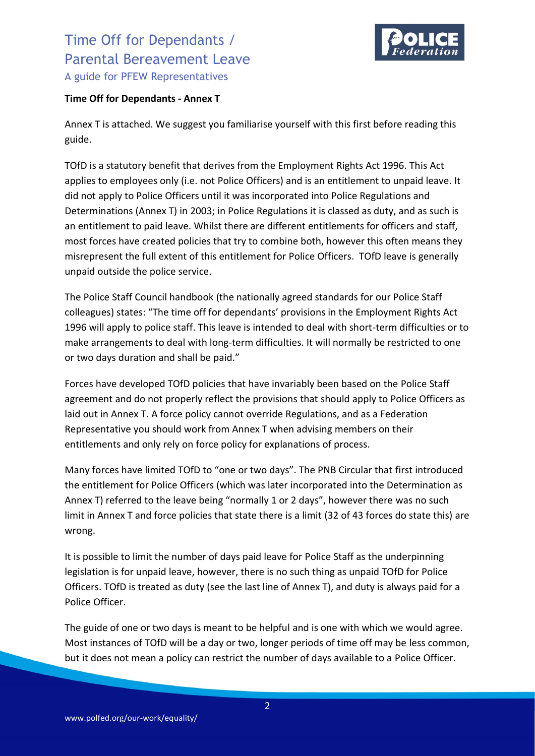**Time Off for Dependants - Annex T**

Annex T is attached. We suggest you familiarise yourself with this first before reading this guide.

TOfD is a statutory benefit that derives from the Employment Rights Act 1996. This Act applies to employees only (i.e. not Police Officers) and is an entitlement to unpaid leave. It did not apply to Police Officers until it was incorporated into Police Regulations and Determinations (Annex T) in 2003; in Police Regulations it is classed as duty, and as such is an entitlement to paid leave. Whilst there are different entitlements for officers and staff, most forces have created policies that try to combine both, however this often means they misrepresent the full extent of this entitlement for Police Officers. TOfD leave is generally unpaid outside the police service.

The Police Staff Council handbook (the nationally agreed standards for our Police Staff colleagues) states: "The time off for dependants' provisions in the Employment Rights Act 1996 will apply to police staff. This leave is intended to deal with short-term difficulties or to make arrangements to deal with long-term difficulties. It will normally be restricted to one or two days duration and shall be paid."

Forces have developed TOfD policies that have invariably been based on the Police Staff agreement and do not properly reflect the provisions that should apply to Police Officers as laid out in Annex T. A force policy cannot override Regulations, and as a Federation Representative you should work from Annex T when advising members on their entitlements and only rely on force policy for explanations of process.

Many forces have limited TOfD to "one or two days". The PNB Circular that first introduced the entitlement for Police Officers (which was later incorporated into the Determination as Annex T) referred to the leave being "normally 1 or 2 days", however there was no such limit in Annex T and force policies that state there is a limit (32 of 43 forces do state this) are wrong.

It is possible to limit the number of days paid leave for Police Staff as the underpinning legislation is for unpaid leave, however, there is no such thing as unpaid TOfD for Police Officers. TOfD is treated as duty (see the last line of Annex T), and duty is always paid for a Police Officer.

The guide of one or two days is meant to be helpful and is one with which we would agree. Most instances of TOfD will be a day or two, longer periods of time off may be less common, but it does not mean a policy can restrict the number of days available to a Police Officer.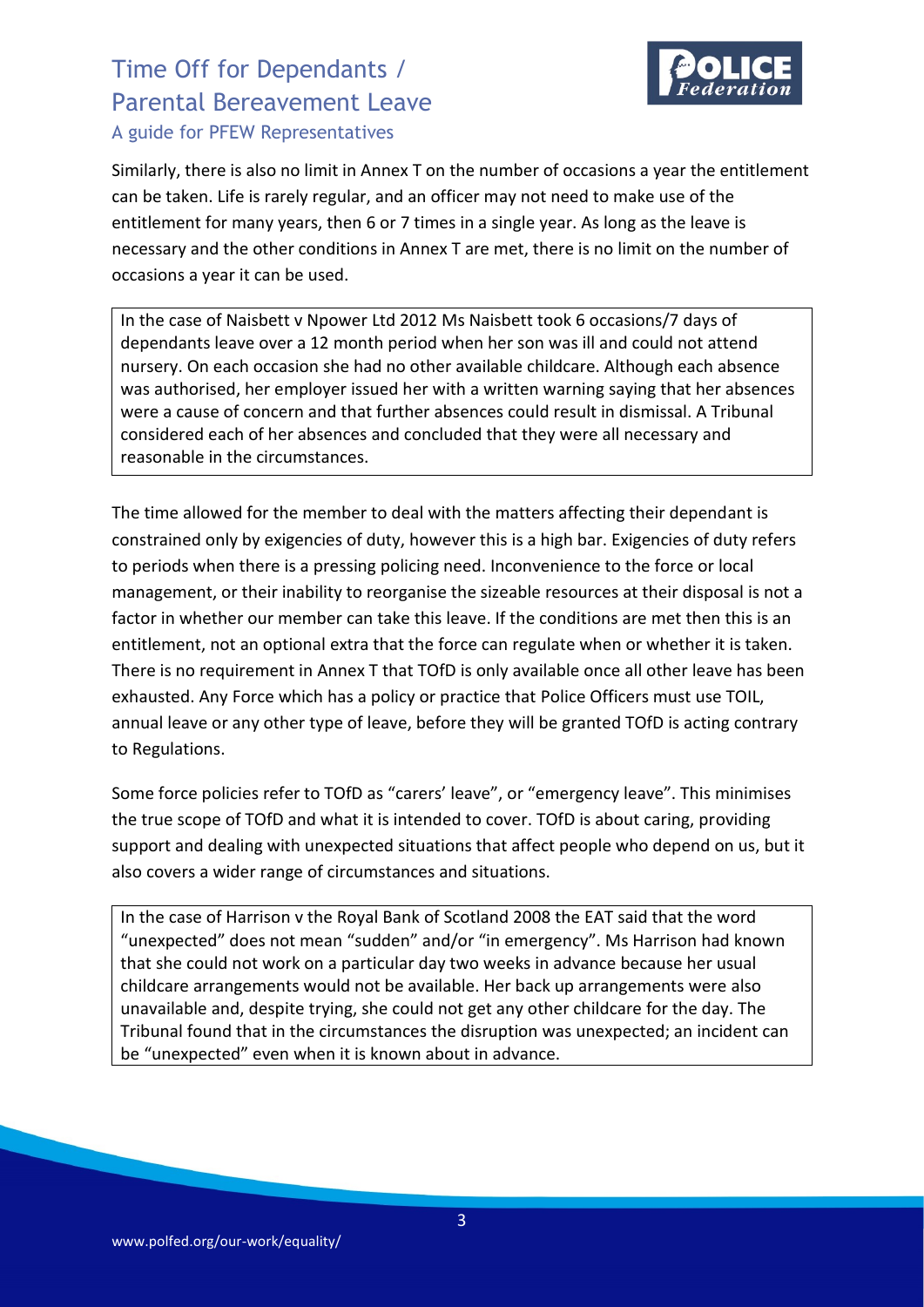Similarly, there is also no limit in Annex T on the number of occasions a year the entitlement can be taken. Life is rarely regular, and an officer may not need to make use of the entitlement for many years, then 6 or 7 times in a single year. As long as the leave is necessary and the other conditions in Annex T are met, there is no limit on the number of occasions a year it can be used.

> In the case of Naisbett v Npower Ltd 2012 Ms Naisbett took 6 occasions/7 days of dependants leave over a 12 month period when her son was ill and could not attend nursery. On each occasion she had no other available childcare. Although each absence was authorised, her employer issued her with a written warning saying that her absences were a cause of concern and that further absences could result in dismissal. A Tribunal considered each of her absences and concluded that they were all necessary and reasonable in the circumstances.

The time allowed for the member to deal with the matters affecting their dependant is constrained only by exigencies of duty, however this is a high bar. Exigencies of duty refers to periods when there is a pressing policing need. Inconvenience to the force or local management, or their inability to reorganise the sizeable resources at their disposal is not a factor in whether our member can take this leave. If the conditions are met then this is an entitlement, not an optional extra that the force can regulate when or whether it is taken. There is no requirement in Annex T that TOfD is only available once all other leave has been exhausted. Any Force which has a policy or practice that Police Officers must use TOIL, annual leave or any other type of leave, before they will be granted TOfD is acting contrary to Regulations.

Some force policies refer to TOfD as "carers' leave", or "emergency leave". This minimises the true scope of TOfD and what it is intended to cover. TOfD is about caring, providing support and dealing with unexpected situations that affect people who depend on us, but it also covers a wider range of circumstances and situations.

> In the case of Harrison v the Royal Bank of Scotland 2008 the EAT said that the word "unexpected" does not mean "sudden" and/or "in emergency". Ms Harrison had known that she could not work on a particular day two weeks in advance because her usual childcare arrangements would not be available. Her back up arrangements were also unavailable and, despite trying, she could not get any other childcare for the day. The Tribunal found that in the circumstances the disruption was unexpected; an incident can be "unexpected" even when it is known about in advance.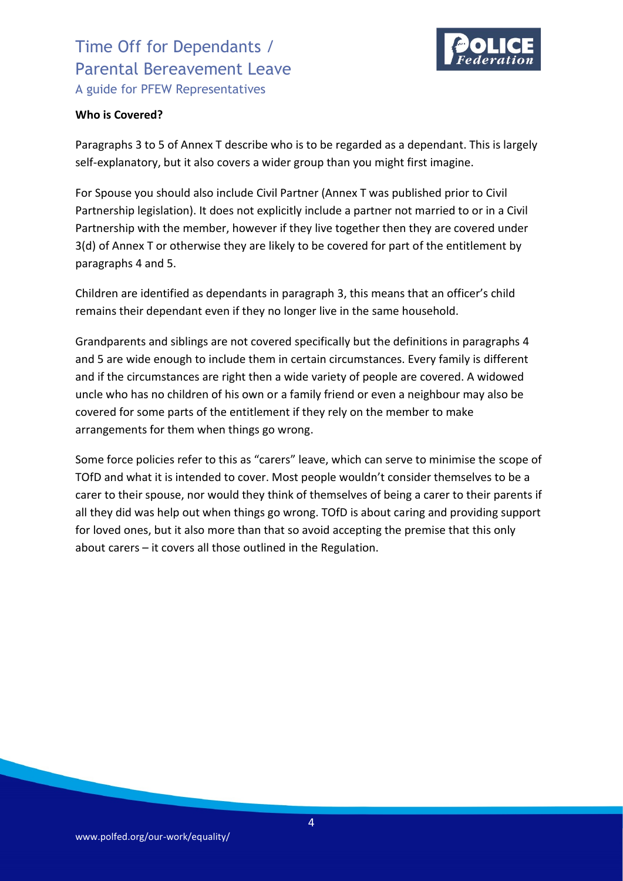**Who is Covered?**

Paragraphs 3 to 5 of Annex T describe who is to be regarded as a dependant. This is largely self-explanatory, but it also covers a wider group than you might first imagine.

For Spouse you should also include Civil Partner (Annex T was published prior to Civil Partnership legislation). It does not explicitly include a partner not married to or in a Civil Partnership with the member, however if they live together then they are covered under 3(d) of Annex T or otherwise they are likely to be covered for part of the entitlement by paragraphs 4 and 5.

Children are identified as dependants in paragraph 3, this means that an officer's child remains their dependant even if they no longer live in the same household.

Grandparents and siblings are not covered specifically but the definitions in paragraphs 4 and 5 are wide enough to include them in certain circumstances. Every family is different and if the circumstances are right then a wide variety of people are covered. A widowed uncle who has no children of his own or a family friend or even a neighbour may also be covered for some parts of the entitlement if they rely on the member to make arrangements for them when things go wrong.

Some force policies refer to this as "carers" leave, which can serve to minimise the scope of TOfD and what it is intended to cover. Most people wouldn't consider themselves to be a carer to their spouse, nor would they think of themselves of being a carer to their parents if all they did was help out when things go wrong. TOfD is about caring and providing support for loved ones, but it also more than that so avoid accepting the premise that this only about carers – it covers all those outlined in the Regulation.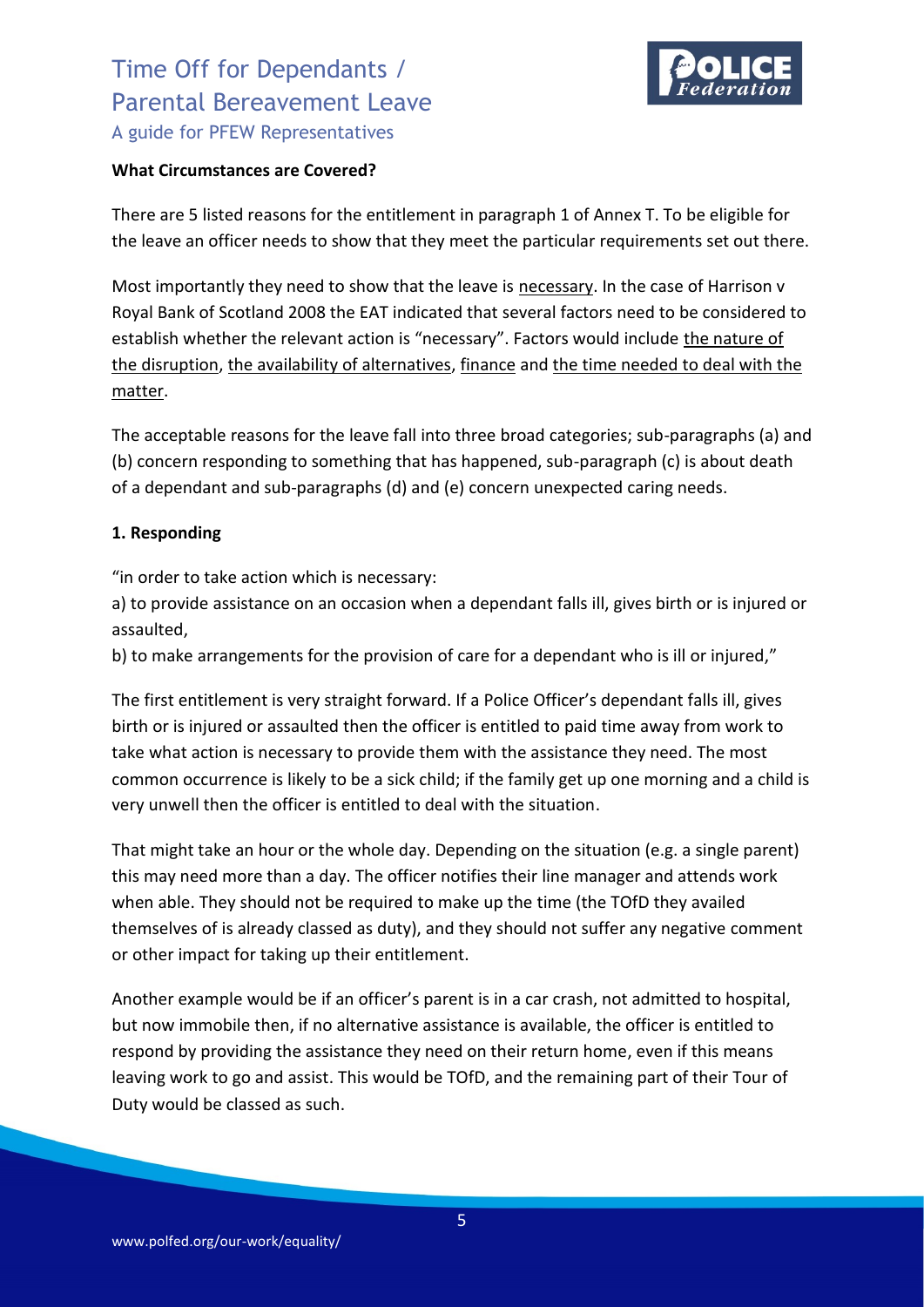**What Circumstances are Covered?**

There are 5 listed reasons for the entitlement in paragraph 1 of Annex T. To be eligible for the leave an officer needs to show that they meet the particular requirements set out there.

Most importantly they need to show that the leave is necessary. In the case of Harrison v Royal Bank of Scotland 2008 the EAT indicated that several factors need to be considered to establish whether the relevant action is "necessary". Factors would include the nature of the disruption, the availability of alternatives, finance and the time needed to deal with the matter.

The acceptable reasons for the leave fall into three broad categories; sub-paragraphs (a) and (b) concern responding to something that has happened, sub-paragraph (c) is about death of a dependant and sub-paragraphs (d) and (e) concern unexpected caring needs.

**1. Responding**

"in order to take action which is necessary:

a) to provide assistance on an occasion when a dependant falls ill, gives birth or is injured or assaulted,

b) to make arrangements for the provision of care for a dependant who is ill or injured,"

The first entitlement is very straight forward. If a Police Officer's dependant falls ill, gives birth or is injured or assaulted then the officer is entitled to paid time away from work to take what action is necessary to provide them with the assistance they need. The most common occurrence is likely to be a sick child; if the family get up one morning and a child is very unwell then the officer is entitled to deal with the situation.

That might take an hour or the whole day. Depending on the situation (e.g. a single parent) this may need more than a day. The officer notifies their line manager and attends work when able. They should not be required to make up the time (the TOfD they availed themselves of is already classed as duty), and they should not suffer any negative comment or other impact for taking up their entitlement.

Another example would be if an officer's parent is in a car crash, not admitted to hospital, but now immobile then, if no alternative assistance is available, the officer is entitled to respond by providing the assistance they need on their return home, even if this means leaving work to go and assist. This would be TOfD, and the remaining part of their Tour of Duty would be classed as such.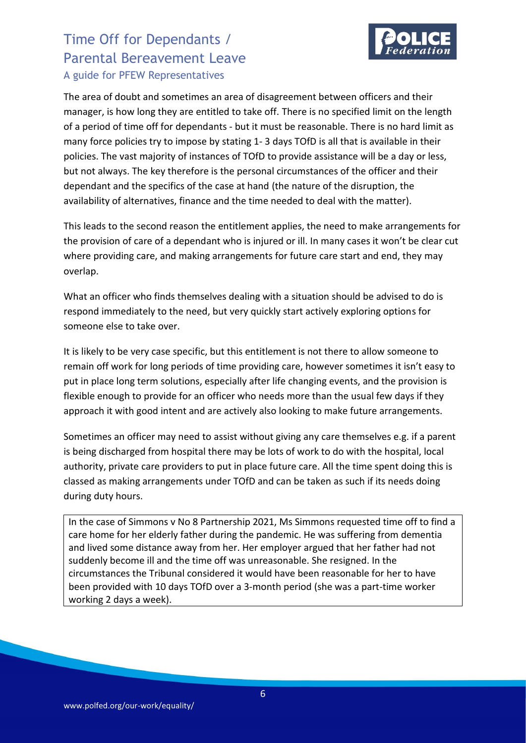The area of doubt and sometimes an area of disagreement between officers and their manager, is how long they are entitled to take off. There is no specified limit on the length of a period of time off for dependants - but it must be reasonable. There is no hard limit as many force policies try to impose by stating 1- 3 days TOfD is all that is available in their policies. The vast majority of instances of TOfD to provide assistance will be a day or less, but not always. The key therefore is the personal circumstances of the officer and their dependant and the specifics of the case at hand (the nature of the disruption, the availability of alternatives, finance and the time needed to deal with the matter).

This leads to the second reason the entitlement applies, the need to make arrangements for the provision of care of a dependant who is injured or ill. In many cases it won't be clear cut where providing care, and making arrangements for future care start and end, they may overlap.

What an officer who finds themselves dealing with a situation should be advised to do is respond immediately to the need, but very quickly start actively exploring options for someone else to take over.

It is likely to be very case specific, but this entitlement is not there to allow someone to remain off work for long periods of time providing care, however sometimes it isn't easy to put in place long term solutions, especially after life changing events, and the provision is flexible enough to provide for an officer who needs more than the usual few days if they approach it with good intent and are actively also looking to make future arrangements.

Sometimes an officer may need to assist without giving any care themselves e.g. if a parent is being discharged from hospital there may be lots of work to do with the hospital, local authority, private care providers to put in place future care. All the time spent doing this is classed as making arrangements under TOfD and can be taken as such if its needs doing during duty hours.

> In the case of Simmons v No 8 Partnership 2021, Ms Simmons requested time off to find a care home for her elderly father during the pandemic. He was suffering from dementia and lived some distance away from her. Her employer argued that her father had not suddenly become ill and the time off was unreasonable. She resigned. In the circumstances the Tribunal considered it would have been reasonable for her to have been provided with 10 days TOfD over a 3-month period (she was a part-time worker working 2 days a week).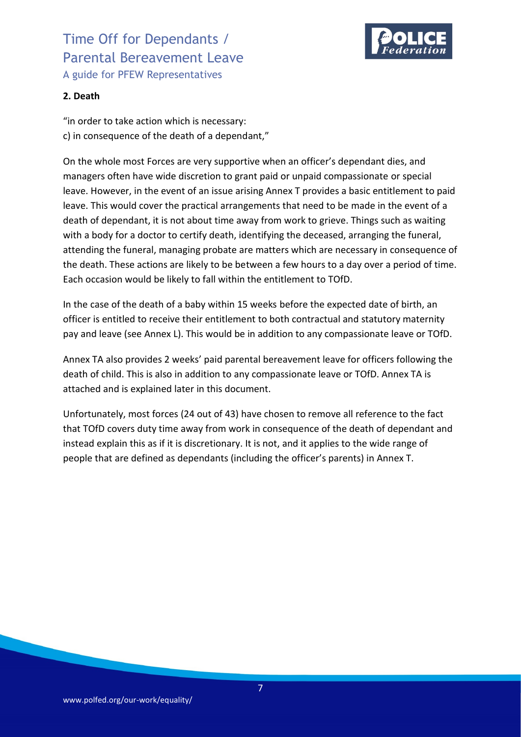**2. Death**

"in order to take action which is necessary:
c) in consequence of the death of a dependant,"

On the whole most Forces are very supportive when an officer's dependant dies, and managers often have wide discretion to grant paid or unpaid compassionate or special leave. However, in the event of an issue arising Annex T provides a basic entitlement to paid leave. This would cover the practical arrangements that need to be made in the event of a death of dependant, it is not about time away from work to grieve. Things such as waiting with a body for a doctor to certify death, identifying the deceased, arranging the funeral, attending the funeral, managing probate are matters which are necessary in consequence of the death. These actions are likely to be between a few hours to a day over a period of time. Each occasion would be likely to fall within the entitlement to TOfD.

In the case of the death of a baby within 15 weeks before the expected date of birth, an officer is entitled to receive their entitlement to both contractual and statutory maternity pay and leave (see Annex L). This would be in addition to any compassionate leave or TOfD.

Annex TA also provides 2 weeks' paid parental bereavement leave for officers following the death of child. This is also in addition to any compassionate leave or TOfD. Annex TA is attached and is explained later in this document.

Unfortunately, most forces (24 out of 43) have chosen to remove all reference to the fact that TOfD covers duty time away from work in consequence of the death of dependant and instead explain this as if it is discretionary. It is not, and it applies to the wide range of people that are defined as dependants (including the officer's parents) in Annex T.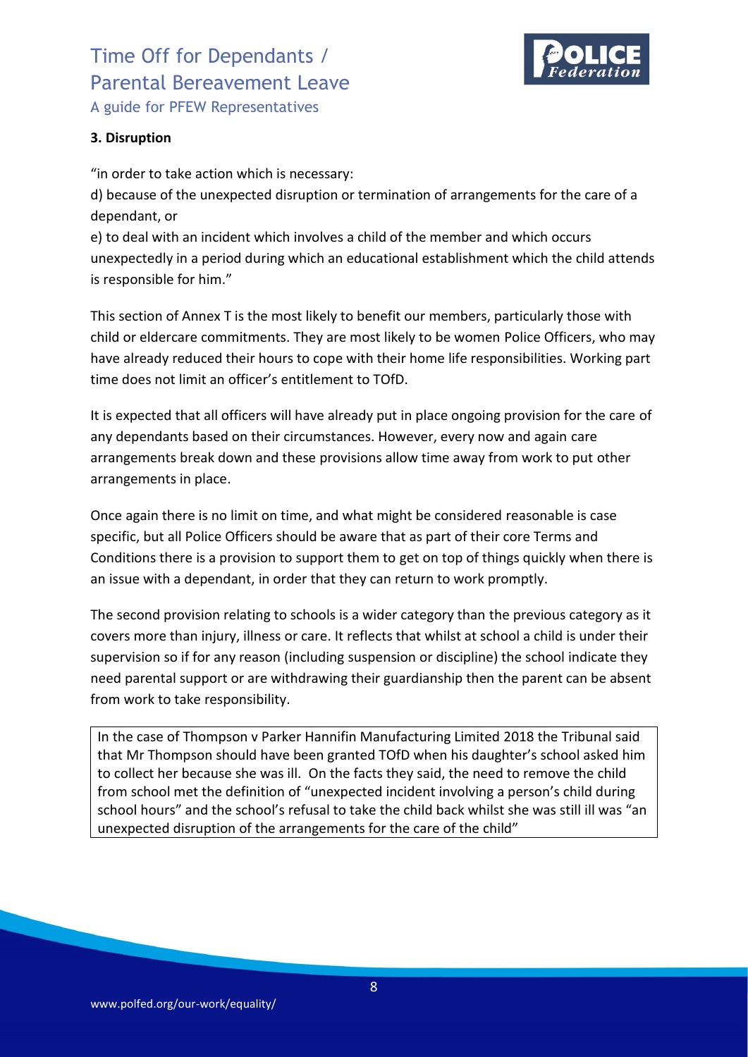### 3. Disruption

"in order to take action which is necessary:

d) because of the unexpected disruption or termination of arrangements for the care of a dependant, or

e) to deal with an incident which involves a child of the member and which occurs unexpectedly in a period during which an educational establishment which the child attends is responsible for him."

This section of Annex T is the most likely to benefit our members, particularly those with child or eldercare commitments. They are most likely to be women Police Officers, who may have already reduced their hours to cope with their home life responsibilities. Working part time does not limit an officer's entitlement to TOfD.

It is expected that all officers will have already put in place ongoing provision for the care of any dependants based on their circumstances. However, every now and again care arrangements break down and these provisions allow time away from work to put other arrangements in place.

Once again there is no limit on time, and what might be considered reasonable is case specific, but all Police Officers should be aware that as part of their core Terms and Conditions there is a provision to support them to get on top of things quickly when there is an issue with a dependant, in order that they can return to work promptly.

The second provision relating to schools is a wider category than the previous category as it covers more than injury, illness or care. It reflects that whilst at school a child is under their supervision so if for any reason (including suspension or discipline) the school indicate they need parental support or are withdrawing their guardianship then the parent can be absent from work to take responsibility.

> In the case of Thompson v Parker Hannifin Manufacturing Limited 2018 the Tribunal said that Mr Thompson should have been granted TOfD when his daughter's school asked him to collect her because she was ill. On the facts they said, the need to remove the child from school met the definition of "unexpected incident involving a person's child during school hours" and the school's refusal to take the child back whilst she was still ill was "an unexpected disruption of the arrangements for the care of the child"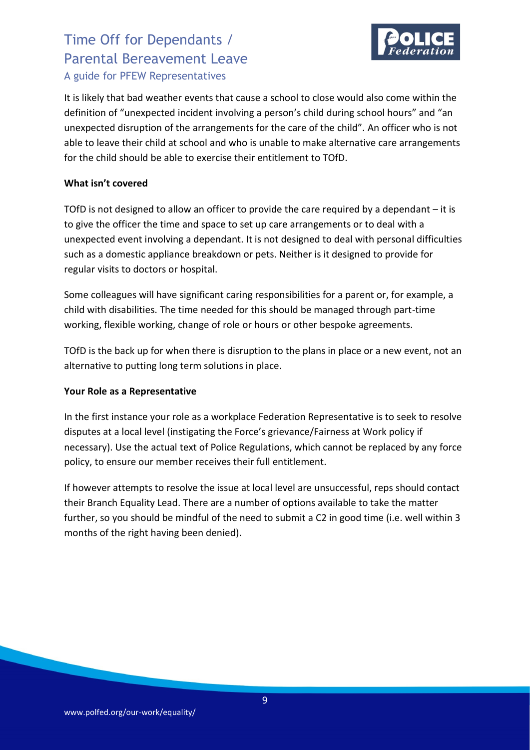It is likely that bad weather events that cause a school to close would also come within the definition of "unexpected incident involving a person's child during school hours" and "an unexpected disruption of the arrangements for the care of the child". An officer who is not able to leave their child at school and who is unable to make alternative care arrangements for the child should be able to exercise their entitlement to TOfD.

**What isn't covered**

TOfD is not designed to allow an officer to provide the care required by a dependant – it is to give the officer the time and space to set up care arrangements or to deal with a unexpected event involving a dependant. It is not designed to deal with personal difficulties such as a domestic appliance breakdown or pets. Neither is it designed to provide for regular visits to doctors or hospital.

Some colleagues will have significant caring responsibilities for a parent or, for example, a child with disabilities. The time needed for this should be managed through part-time working, flexible working, change of role or hours or other bespoke agreements.

TOfD is the back up for when there is disruption to the plans in place or a new event, not an alternative to putting long term solutions in place.

**Your Role as a Representative**

In the first instance your role as a workplace Federation Representative is to seek to resolve disputes at a local level (instigating the Force's grievance/Fairness at Work policy if necessary). Use the actual text of Police Regulations, which cannot be replaced by any force policy, to ensure our member receives their full entitlement.

If however attempts to resolve the issue at local level are unsuccessful, reps should contact their Branch Equality Lead. There are a number of options available to take the matter further, so you should be mindful of the need to submit a C2 in good time (i.e. well within 3 months of the right having been denied).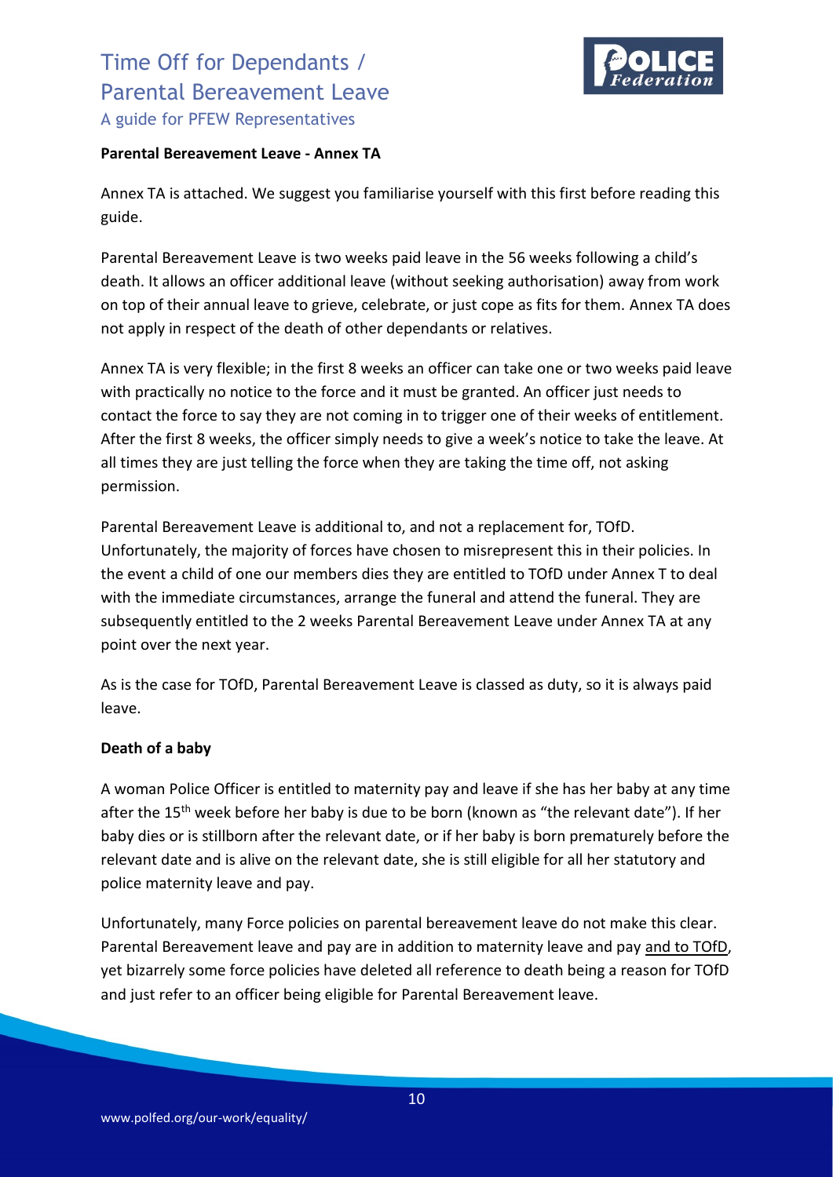**Parental Bereavement Leave - Annex TA**

Annex TA is attached. We suggest you familiarise yourself with this first before reading this guide.

Parental Bereavement Leave is two weeks paid leave in the 56 weeks following a child's death. It allows an officer additional leave (without seeking authorisation) away from work on top of their annual leave to grieve, celebrate, or just cope as fits for them. Annex TA does not apply in respect of the death of other dependants or relatives.

Annex TA is very flexible; in the first 8 weeks an officer can take one or two weeks paid leave with practically no notice to the force and it must be granted. An officer just needs to contact the force to say they are not coming in to trigger one of their weeks of entitlement. After the first 8 weeks, the officer simply needs to give a week's notice to take the leave. At all times they are just telling the force when they are taking the time off, not asking permission.

Parental Bereavement Leave is additional to, and not a replacement for, TOfD. Unfortunately, the majority of forces have chosen to misrepresent this in their policies. In the event a child of one our members dies they are entitled to TOfD under Annex T to deal with the immediate circumstances, arrange the funeral and attend the funeral. They are subsequently entitled to the 2 weeks Parental Bereavement Leave under Annex TA at any point over the next year.

As is the case for TOfD, Parental Bereavement Leave is classed as duty, so it is always paid leave.

**Death of a baby**

A woman Police Officer is entitled to maternity pay and leave if she has her baby at any time after the 15th week before her baby is due to be born (known as "the relevant date"). If her baby dies or is stillborn after the relevant date, or if her baby is born prematurely before the relevant date and is alive on the relevant date, she is still eligible for all her statutory and police maternity leave and pay.

Unfortunately, many Force policies on parental bereavement leave do not make this clear. Parental Bereavement leave and pay are in addition to maternity leave and pay and to TOfD, yet bizarrely some force policies have deleted all reference to death being a reason for TOfD and just refer to an officer being eligible for Parental Bereavement leave.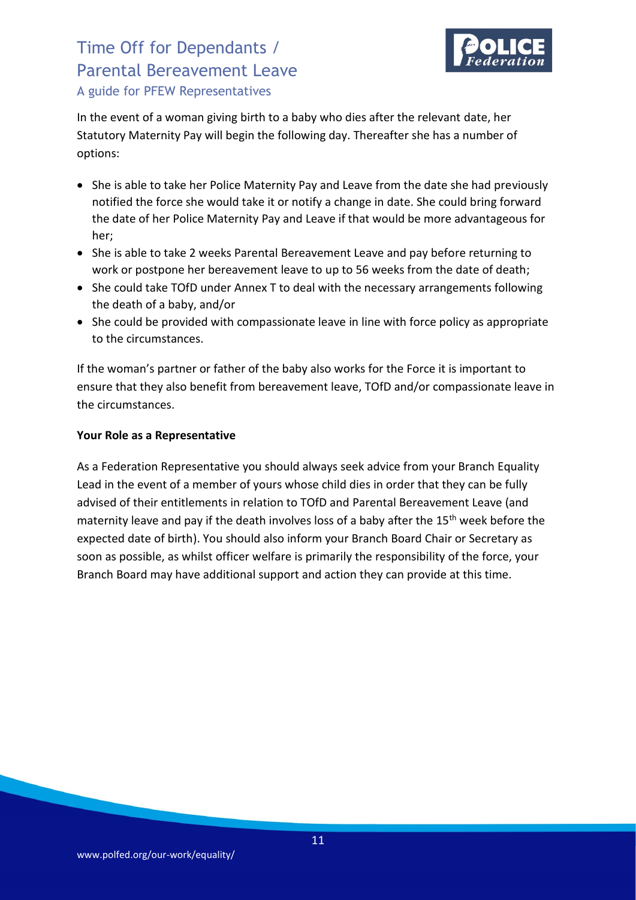In the event of a woman giving birth to a baby who dies after the relevant date, her Statutory Maternity Pay will begin the following day. Thereafter she has a number of options:

- She is able to take her Police Maternity Pay and Leave from the date she had previously notified the force she would take it or notify a change in date. She could bring forward the date of her Police Maternity Pay and Leave if that would be more advantageous for her;
- She is able to take 2 weeks Parental Bereavement Leave and pay before returning to work or postpone her bereavement leave to up to 56 weeks from the date of death;
- She could take TOfD under Annex T to deal with the necessary arrangements following the death of a baby, and/or
- She could be provided with compassionate leave in line with force policy as appropriate to the circumstances.

If the woman's partner or father of the baby also works for the Force it is important to ensure that they also benefit from bereavement leave, TOfD and/or compassionate leave in the circumstances.

**Your Role as a Representative**

As a Federation Representative you should always seek advice from your Branch Equality Lead in the event of a member of yours whose child dies in order that they can be fully advised of their entitlements in relation to TOfD and Parental Bereavement Leave (and maternity leave and pay if the death involves loss of a baby after the 15th week before the expected date of birth). You should also inform your Branch Board Chair or Secretary as soon as possible, as whilst officer welfare is primarily the responsibility of the force, your Branch Board may have additional support and action they can provide at this time.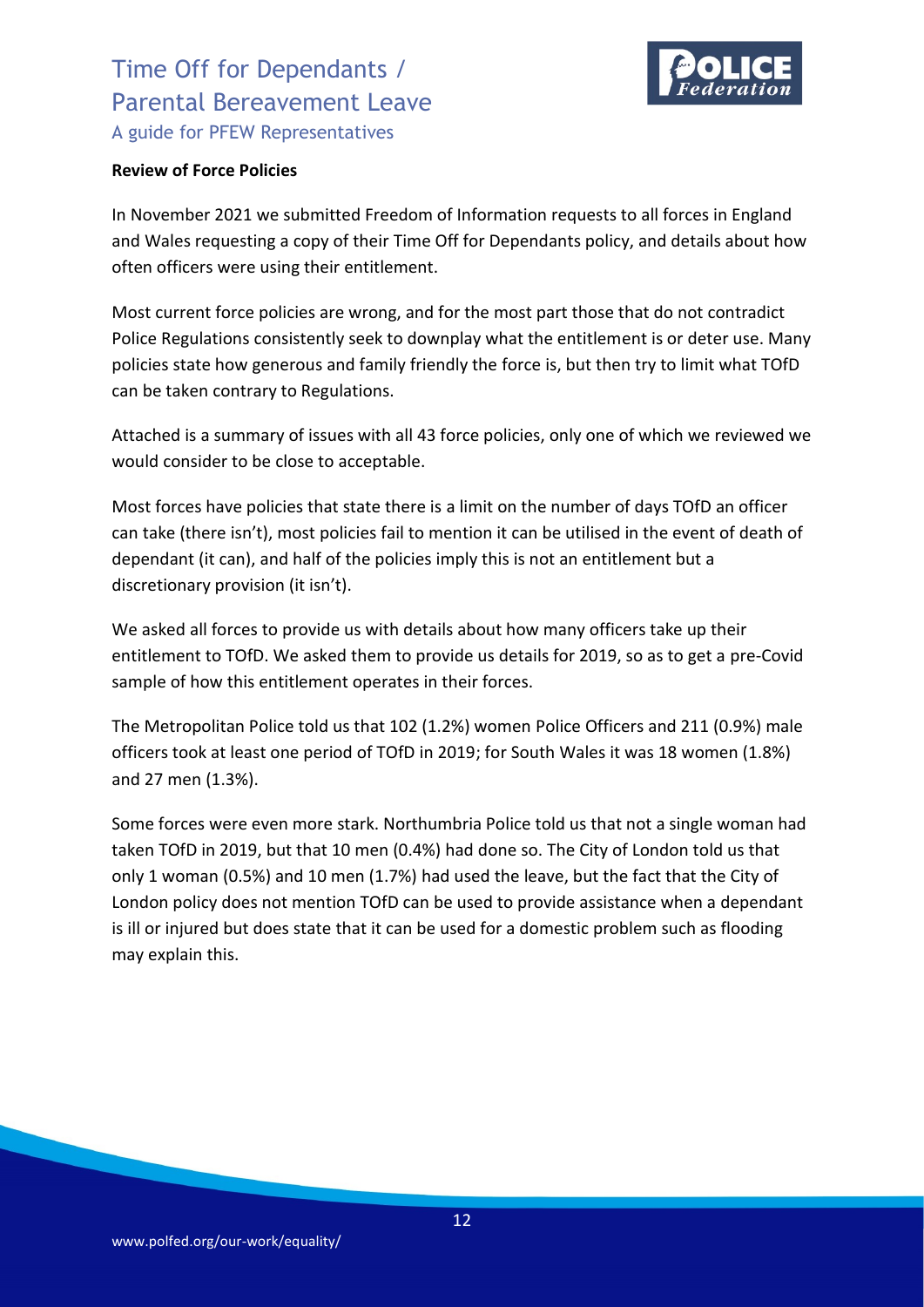**Review of Force Policies**

In November 2021 we submitted Freedom of Information requests to all forces in England and Wales requesting a copy of their Time Off for Dependants policy, and details about how often officers were using their entitlement.

Most current force policies are wrong, and for the most part those that do not contradict Police Regulations consistently seek to downplay what the entitlement is or deter use. Many policies state how generous and family friendly the force is, but then try to limit what TOfD can be taken contrary to Regulations.

Attached is a summary of issues with all 43 force policies, only one of which we reviewed we would consider to be close to acceptable.

Most forces have policies that state there is a limit on the number of days TOfD an officer can take (there isn't), most policies fail to mention it can be utilised in the event of death of dependant (it can), and half of the policies imply this is not an entitlement but a discretionary provision (it isn't).

We asked all forces to provide us with details about how many officers take up their entitlement to TOfD. We asked them to provide us details for 2019, so as to get a pre-Covid sample of how this entitlement operates in their forces.

The Metropolitan Police told us that 102 (1.2%) women Police Officers and 211 (0.9%) male officers took at least one period of TOfD in 2019; for South Wales it was 18 women (1.8%) and 27 men (1.3%).

Some forces were even more stark. Northumbria Police told us that not a single woman had taken TOfD in 2019, but that 10 men (0.4%) had done so. The City of London told us that only 1 woman (0.5%) and 10 men (1.7%) had used the leave, but the fact that the City of London policy does not mention TOfD can be used to provide assistance when a dependant is ill or injured but does state that it can be used for a domestic problem such as flooding may explain this.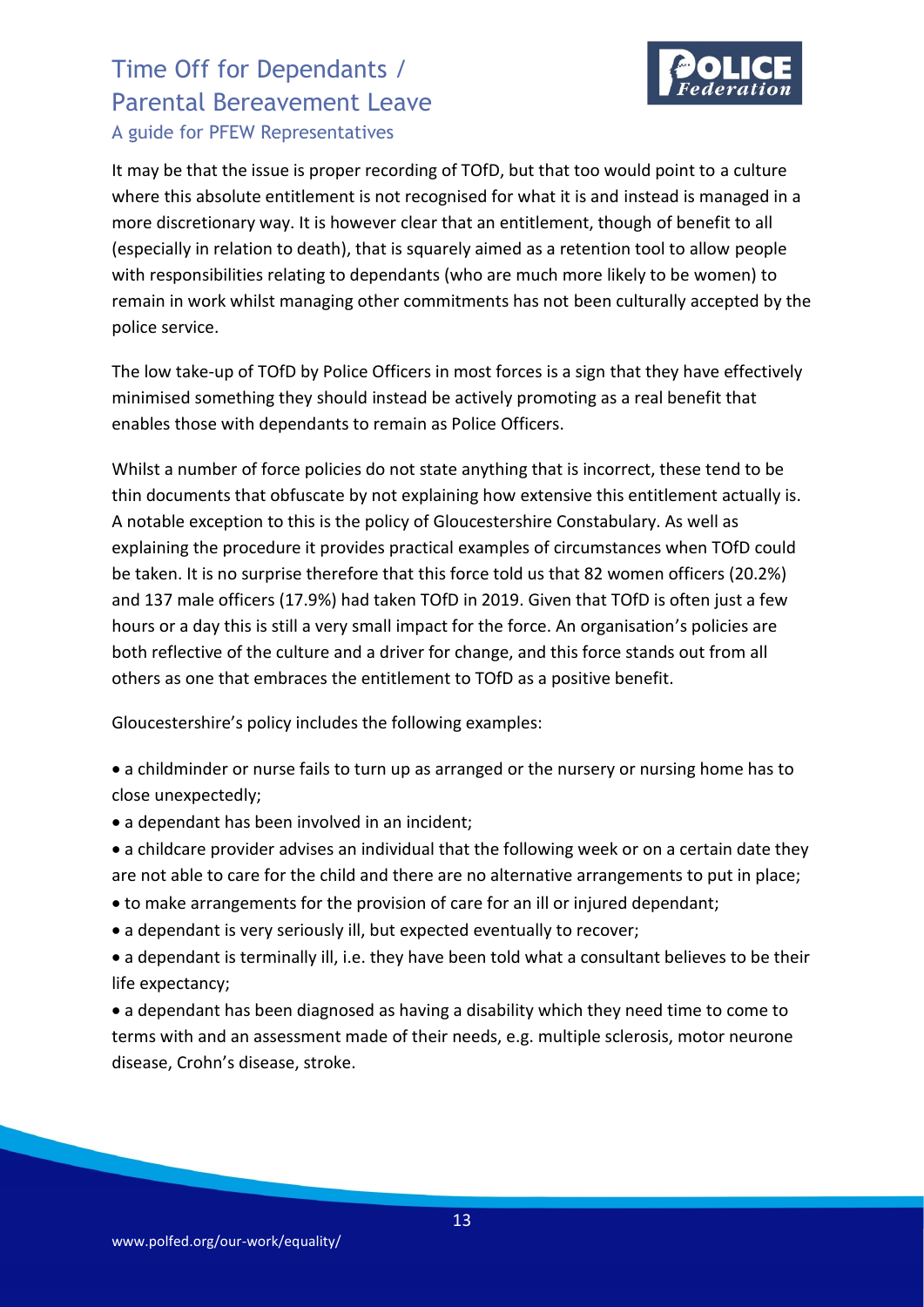It may be that the issue is proper recording of TOfD, but that too would point to a culture where this absolute entitlement is not recognised for what it is and instead is managed in a more discretionary way. It is however clear that an entitlement, though of benefit to all (especially in relation to death), that is squarely aimed as a retention tool to allow people with responsibilities relating to dependants (who are much more likely to be women) to remain in work whilst managing other commitments has not been culturally accepted by the police service.

The low take-up of TOfD by Police Officers in most forces is a sign that they have effectively minimised something they should instead be actively promoting as a real benefit that enables those with dependants to remain as Police Officers.

Whilst a number of force policies do not state anything that is incorrect, these tend to be thin documents that obfuscate by not explaining how extensive this entitlement actually is. A notable exception to this is the policy of Gloucestershire Constabulary. As well as explaining the procedure it provides practical examples of circumstances when TOfD could be taken. It is no surprise therefore that this force told us that 82 women officers (20.2%) and 137 male officers (17.9%) had taken TOfD in 2019. Given that TOfD is often just a few hours or a day this is still a very small impact for the force. An organisation's policies are both reflective of the culture and a driver for change, and this force stands out from all others as one that embraces the entitlement to TOfD as a positive benefit.

Gloucestershire's policy includes the following examples:

- a childminder or nurse fails to turn up as arranged or the nursery or nursing home has to close unexpectedly;
- a dependant has been involved in an incident;
- a childcare provider advises an individual that the following week or on a certain date they are not able to care for the child and there are no alternative arrangements to put in place;
- to make arrangements for the provision of care for an ill or injured dependant;
- a dependant is very seriously ill, but expected eventually to recover;
- a dependant is terminally ill, i.e. they have been told what a consultant believes to be their life expectancy;
- a dependant has been diagnosed as having a disability which they need time to come to terms with and an assessment made of their needs, e.g. multiple sclerosis, motor neurone disease, Crohn's disease, stroke.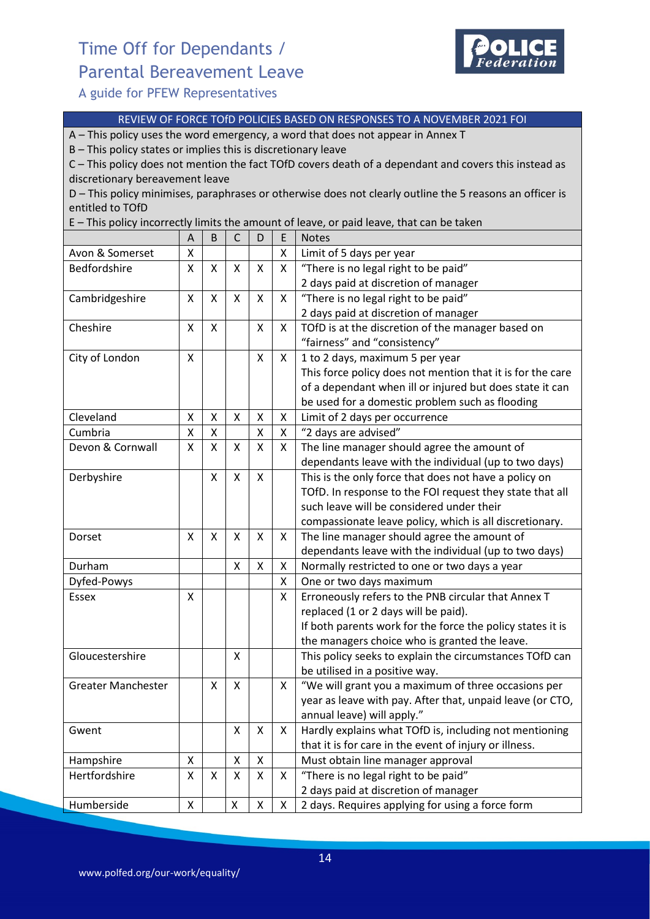# Time Off for Dependants / Parental Bereavement Leave

A guide for PFEW Representatives

**REVIEW OF FORCE TOfD POLICIES BASED ON RESPONSES TO A NOVEMBER 2021 FOI**

A – This policy uses the word emergency, a word that does not appear in Annex T

B – This policy states or implies this is discretionary leave

C – This policy does not mention the fact TOfD covers death of a dependant and covers this instead as discretionary bereavement leave

D – This policy minimises, paraphrases or otherwise does not clearly outline the 5 reasons an officer is entitled to TOfD

E – This policy incorrectly limits the amount of leave, or paid leave, that can be taken

| | A | B | C | D | E | Notes |
|---|---|---|---|---|---|---|
| Avon & Somerset | X | | | | X | Limit of 5 days per year |
| Bedfordshire | X | X | X | X | X | "There is no legal right to be paid"<br>2 days paid at discretion of manager |
| Cambridgeshire | X | X | X | X | X | "There is no legal right to be paid"<br>2 days paid at discretion of manager |
| Cheshire | X | X | | X | X | TOfD is at the discretion of the manager based on "fairness" and "consistency" |
| City of London | X | | | X | X | 1 to 2 days, maximum 5 per year<br>This force policy does not mention that it is for the care of a dependant when ill or injured but does state it can be used for a domestic problem such as flooding |
| Cleveland | X | X | X | X | X | Limit of 2 days per occurrence |
| Cumbria | X | X | | X | X | "2 days are advised" |
| Devon & Cornwall | X | X | X | X | X | The line manager should agree the amount of dependants leave with the individual (up to two days) |
| Derbyshire | | X | X | X | | This is the only force that does not have a policy on TOfD. In response to the FOI request they state that all such leave will be considered under their compassionate leave policy, which is all discretionary. |
| Dorset | X | X | X | X | X | The line manager should agree the amount of dependants leave with the individual (up to two days) |
| Durham | | | X | X | X | Normally restricted to one or two days a year |
| Dyfed-Powys | | | | | X | One or two days maximum |
| Essex | X | | | | X | Erroneously refers to the PNB circular that Annex T replaced (1 or 2 days will be paid).<br>If both parents work for the force the policy states it is the managers choice who is granted the leave. |
| Gloucestershire | | | X | | | This policy seeks to explain the circumstances TOfD can be utilised in a positive way. |
| Greater Manchester | | X | X | | X | "We will grant you a maximum of three occasions per year as leave with pay. After that, unpaid leave (or CTO, annual leave) will apply." |
| Gwent | | | X | X | X | Hardly explains what TOfD is, including not mentioning that it is for care in the event of injury or illness. |
| Hampshire | X | | X | X | | Must obtain line manager approval |
| Hertfordshire | X | X | X | X | X | "There is no legal right to be paid"<br>2 days paid at discretion of manager |
| Humberside | X | | X | X | X | 2 days. Requires applying for using a force form |

www.polfed.org/our-work/equality/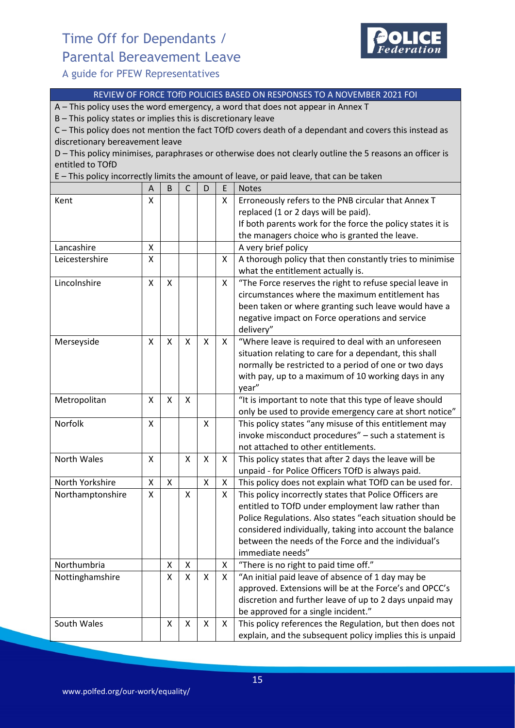REVIEW OF FORCE TOfD POLICIES BASED ON RESPONSES TO A NOVEMBER 2021 FOI

A – This policy uses the word emergency, a word that does not appear in Annex T
B – This policy states or implies this is discretionary leave
C – This policy does not mention the fact TOfD covers death of a dependant and covers this instead as discretionary bereavement leave
D – This policy minimises, paraphrases or otherwise does not clearly outline the 5 reasons an officer is entitled to TOfD
E – This policy incorrectly limits the amount of leave, or paid leave, that can be taken

| | A | B | C | D | E | Notes |
|---|---|---|---|---|---|---|
| Kent | X | | | | X | Erroneously refers to the PNB circular that Annex T replaced (1 or 2 days will be paid). If both parents work for the force the policy states it is the managers choice who is granted the leave. |
| Lancashire | X | | | | | A very brief policy |
| Leicestershire | X | | | | X | A thorough policy that then constantly tries to minimise what the entitlement actually is. |
| Lincolnshire | X | X | | | X | "The Force reserves the right to refuse special leave in circumstances where the maximum entitlement has been taken or where granting such leave would have a negative impact on Force operations and service delivery" |
| Merseyside | X | X | X | X | X | "Where leave is required to deal with an unforeseen situation relating to care for a dependant, this shall normally be restricted to a period of one or two days with pay, up to a maximum of 10 working days in any year" |
| Metropolitan | X | X | X | | | "It is important to note that this type of leave should only be used to provide emergency care at short notice" |
| Norfolk | X | | | X | | This policy states "any misuse of this entitlement may invoke misconduct procedures" – such a statement is not attached to other entitlements. |
| North Wales | X | | X | X | X | This policy states that after 2 days the leave will be unpaid - for Police Officers TOfD is always paid. |
| North Yorkshire | X | X | | X | X | This policy does not explain what TOfD can be used for. |
| Northamptonshire | X | | X | | X | This policy incorrectly states that Police Officers are entitled to TOfD under employment law rather than Police Regulations. Also states "each situation should be considered individually, taking into account the balance between the needs of the Force and the individual's immediate needs" |
| Northumbria | | X | X | | X | "There is no right to paid time off." |
| Nottinghamshire | | X | X | X | X | "An initial paid leave of absence of 1 day may be approved. Extensions will be at the Force's and OPCC's discretion and further leave of up to 2 days unpaid may be approved for a single incident." |
| South Wales | | X | X | X | X | This policy references the Regulation, but then does not explain, and the subsequent policy implies this is unpaid |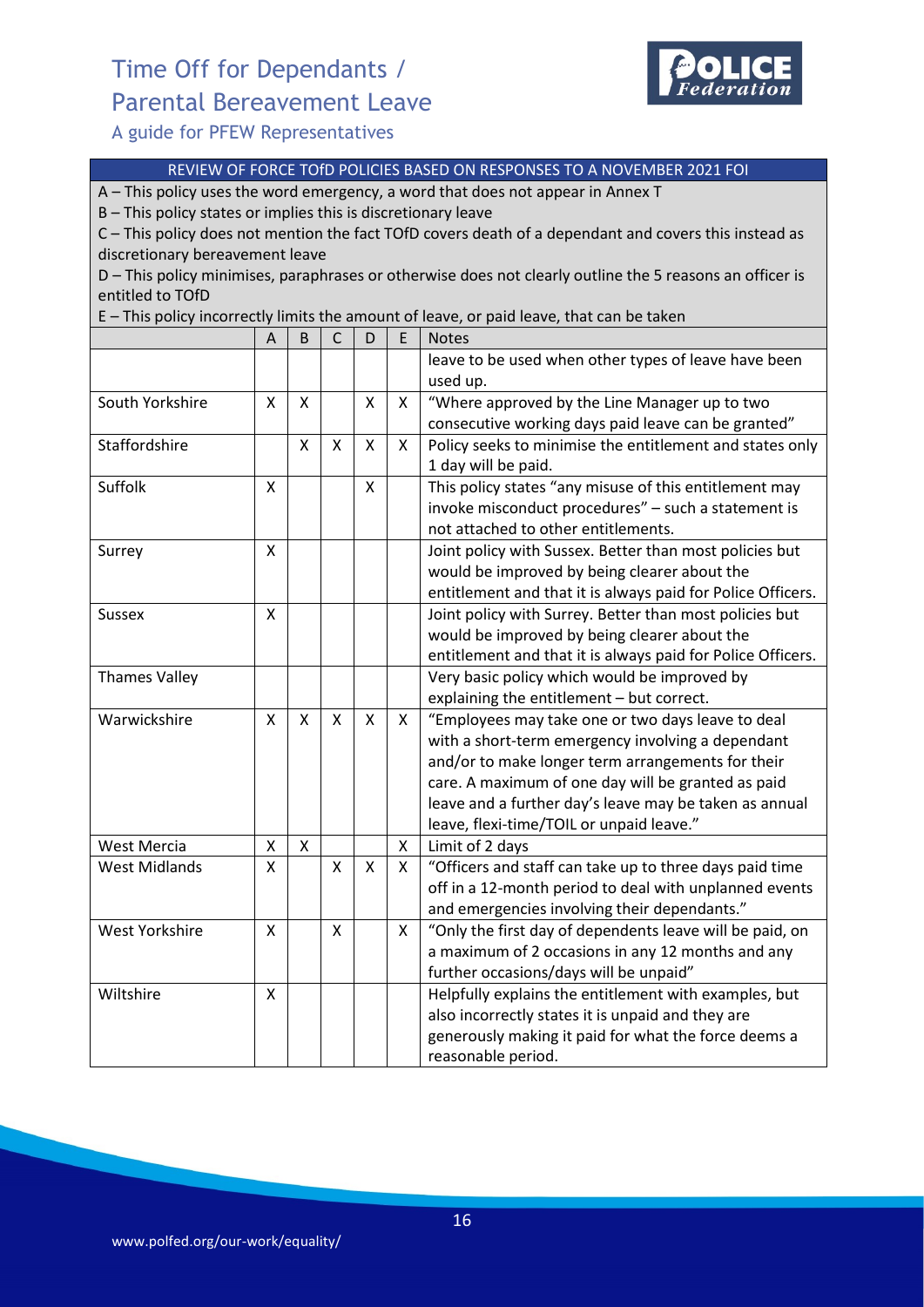REVIEW OF FORCE TOfD POLICIES BASED ON RESPONSES TO A NOVEMBER 2021 FOI

A – This policy uses the word emergency, a word that does not appear in Annex T

B – This policy states or implies this is discretionary leave

C – This policy does not mention the fact TOfD covers death of a dependant and covers this instead as discretionary bereavement leave

D – This policy minimises, paraphrases or otherwise does not clearly outline the 5 reasons an officer is entitled to TOfD

E – This policy incorrectly limits the amount of leave, or paid leave, that can be taken

| | A | B | C | D | E | Notes |
|---|---|---|---|---|---|---|
| | | | | | | leave to be used when other types of leave have been used up. |
| South Yorkshire | X | X | | X | X | "Where approved by the Line Manager up to two consecutive working days paid leave can be granted" |
| Staffordshire | | X | X | X | X | Policy seeks to minimise the entitlement and states only 1 day will be paid. |
| Suffolk | X | | | X | | This policy states "any misuse of this entitlement may invoke misconduct procedures" – such a statement is not attached to other entitlements. |
| Surrey | X | | | | | Joint policy with Sussex. Better than most policies but would be improved by being clearer about the entitlement and that it is always paid for Police Officers. |
| Sussex | X | | | | | Joint policy with Surrey. Better than most policies but would be improved by being clearer about the entitlement and that it is always paid for Police Officers. |
| Thames Valley | | | | | | Very basic policy which would be improved by explaining the entitlement – but correct. |
| Warwickshire | X | X | X | X | X | "Employees may take one or two days leave to deal with a short-term emergency involving a dependant and/or to make longer term arrangements for their care. A maximum of one day will be granted as paid leave and a further day's leave may be taken as annual leave, flexi-time/TOIL or unpaid leave." |
| West Mercia | X | X | | | X | Limit of 2 days |
| West Midlands | X | | X | X | X | "Officers and staff can take up to three days paid time off in a 12-month period to deal with unplanned events and emergencies involving their dependants." |
| West Yorkshire | X | | X | | X | "Only the first day of dependents leave will be paid, on a maximum of 2 occasions in any 12 months and any further occasions/days will be unpaid" |
| Wiltshire | X | | | | | Helpfully explains the entitlement with examples, but also incorrectly states it is unpaid and they are generously making it paid for what the force deems a reasonable period. |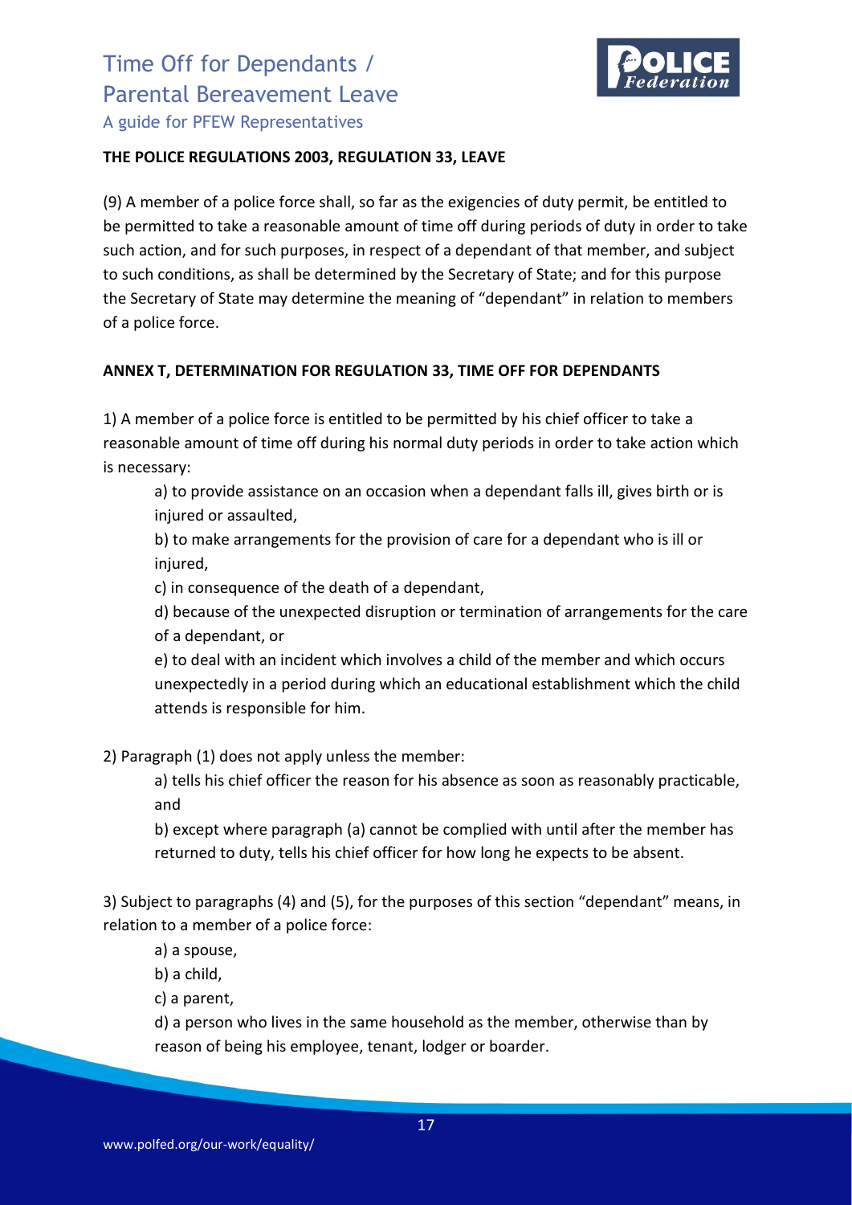**THE POLICE REGULATIONS 2003, REGULATION 33, LEAVE**

(9) A member of a police force shall, so far as the exigencies of duty permit, be entitled to be permitted to take a reasonable amount of time off during periods of duty in order to take such action, and for such purposes, in respect of a dependant of that member, and subject to such conditions, as shall be determined by the Secretary of State; and for this purpose the Secretary of State may determine the meaning of "dependant" in relation to members of a police force.

**ANNEX T, DETERMINATION FOR REGULATION 33, TIME OFF FOR DEPENDANTS**

1) A member of a police force is entitled to be permitted by his chief officer to take a reasonable amount of time off during his normal duty periods in order to take action which is necessary:

a) to provide assistance on an occasion when a dependant falls ill, gives birth or is injured or assaulted,

b) to make arrangements for the provision of care for a dependant who is ill or injured,

c) in consequence of the death of a dependant,

d) because of the unexpected disruption or termination of arrangements for the care of a dependant, or

e) to deal with an incident which involves a child of the member and which occurs unexpectedly in a period during which an educational establishment which the child attends is responsible for him.

2) Paragraph (1) does not apply unless the member:

a) tells his chief officer the reason for his absence as soon as reasonably practicable, and

b) except where paragraph (a) cannot be complied with until after the member has returned to duty, tells his chief officer for how long he expects to be absent.

3) Subject to paragraphs (4) and (5), for the purposes of this section "dependant" means, in relation to a member of a police force:

a) a spouse,

b) a child,

c) a parent,

d) a person who lives in the same household as the member, otherwise than by reason of being his employee, tenant, lodger or boarder.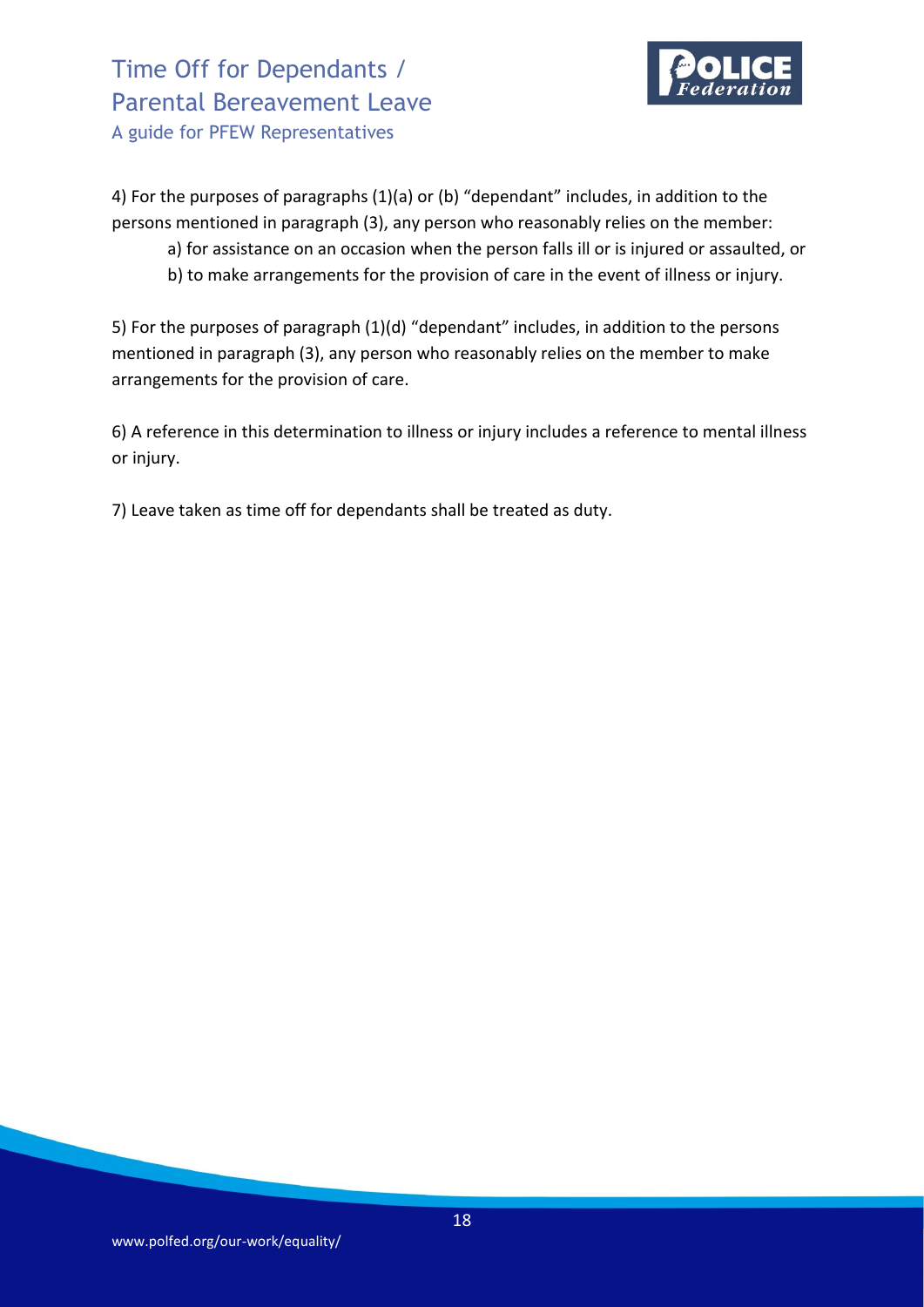4) For the purposes of paragraphs (1)(a) or (b) "dependant" includes, in addition to the persons mentioned in paragraph (3), any person who reasonably relies on the member:

a) for assistance on an occasion when the person falls ill or is injured or assaulted, or

b) to make arrangements for the provision of care in the event of illness or injury.

5) For the purposes of paragraph (1)(d) "dependant" includes, in addition to the persons mentioned in paragraph (3), any person who reasonably relies on the member to make arrangements for the provision of care.

6) A reference in this determination to illness or injury includes a reference to mental illness or injury.

7) Leave taken as time off for dependants shall be treated as duty.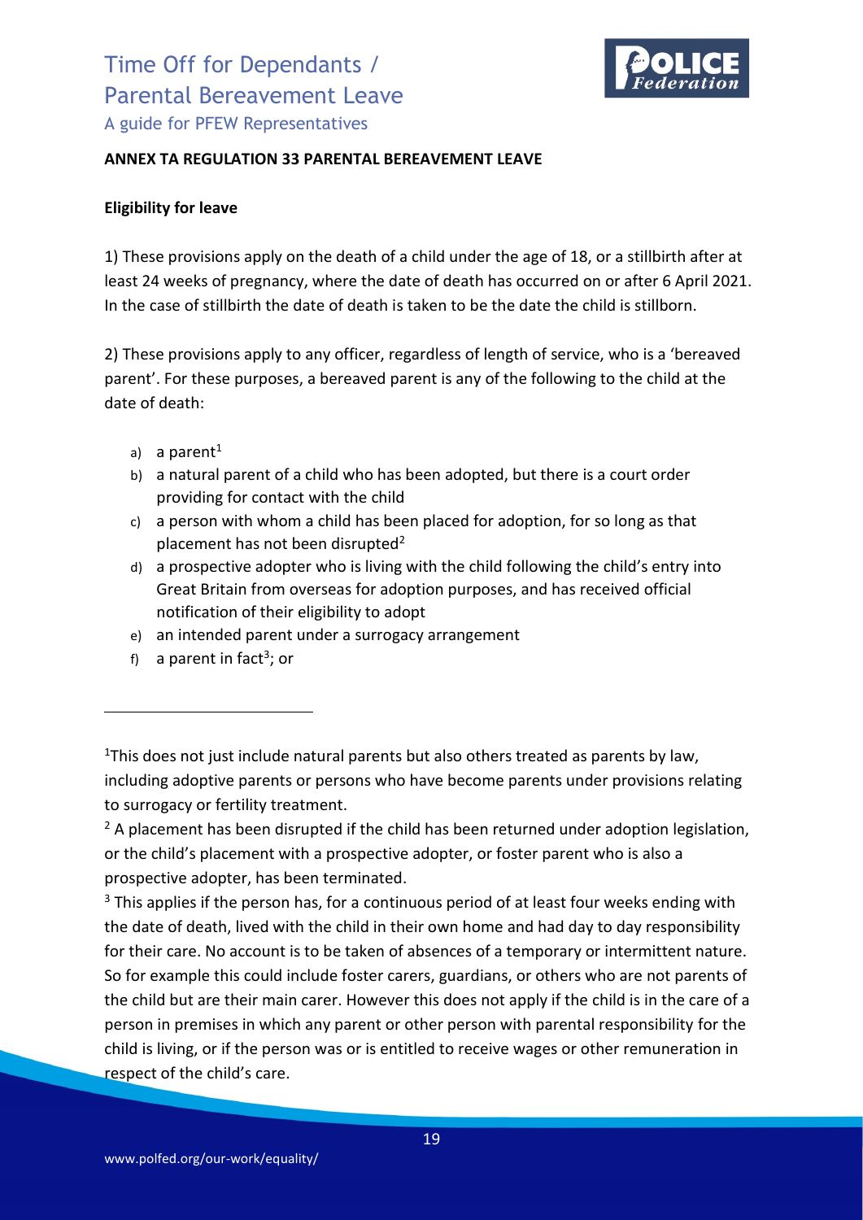## ANNEX TA REGULATION 33 PARENTAL BEREAVEMENT LEAVE

### Eligibility for leave

1) These provisions apply on the death of a child under the age of 18, or a stillbirth after at least 24 weeks of pregnancy, where the date of death has occurred on or after 6 April 2021. In the case of stillbirth the date of death is taken to be the date the child is stillborn.

2) These provisions apply to any officer, regardless of length of service, who is a 'bereaved parent'. For these purposes, a bereaved parent is any of the following to the child at the date of death:

a) a parent[1]
b) a natural parent of a child who has been adopted, but there is a court order providing for contact with the child
c) a person with whom a child has been placed for adoption, for so long as that placement has not been disrupted[2]
d) a prospective adopter who is living with the child following the child's entry into Great Britain from overseas for adoption purposes, and has received official notification of their eligibility to adopt
e) an intended parent under a surrogacy arrangement
f) a parent in fact[3]; or

---

[1] This does not just include natural parents but also others treated as parents by law, including adoptive parents or persons who have become parents under provisions relating to surrogacy or fertility treatment.

[2] A placement has been disrupted if the child has been returned under adoption legislation, or the child's placement with a prospective adopter, or foster parent who is also a prospective adopter, has been terminated.

[3] This applies if the person has, for a continuous period of at least four weeks ending with the date of death, lived with the child in their own home and had day to day responsibility for their care. No account is to be taken of absences of a temporary or intermittent nature. So for example this could include foster carers, guardians, or others who are not parents of the child but are their main carer. However this does not apply if the child is in the care of a person in premises in which any parent or other person with parental responsibility for the child is living, or if the person was or is entitled to receive wages or other remuneration in respect of the child's care.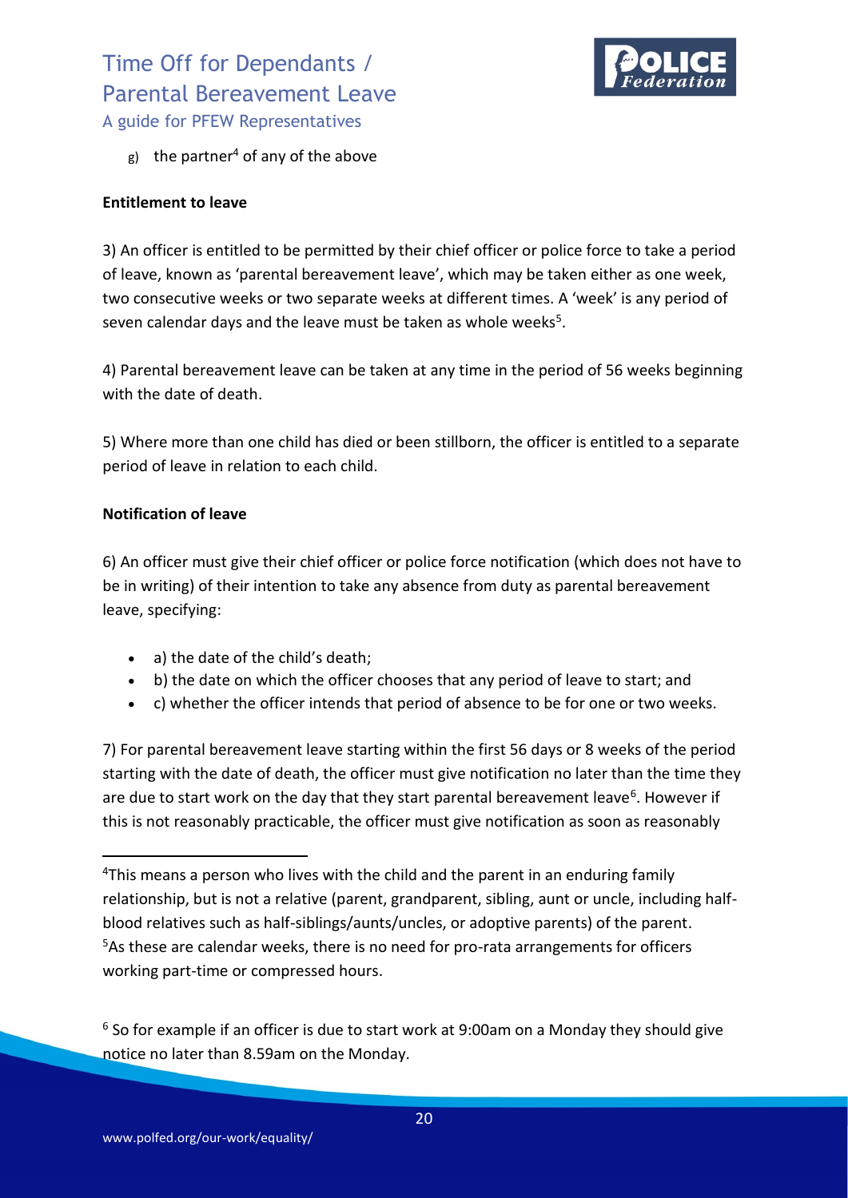g) the partner[4] of any of the above

**Entitlement to leave**

3) An officer is entitled to be permitted by their chief officer or police force to take a period of leave, known as 'parental bereavement leave', which may be taken either as one week, two consecutive weeks or two separate weeks at different times. A 'week' is any period of seven calendar days and the leave must be taken as whole weeks[5].

4) Parental bereavement leave can be taken at any time in the period of 56 weeks beginning with the date of death.

5) Where more than one child has died or been stillborn, the officer is entitled to a separate period of leave in relation to each child.

**Notification of leave**

6) An officer must give their chief officer or police force notification (which does not have to be in writing) of their intention to take any absence from duty as parental bereavement leave, specifying:

- a) the date of the child's death;
- b) the date on which the officer chooses that any period of leave to start; and
- c) whether the officer intends that period of absence to be for one or two weeks.

7) For parental bereavement leave starting within the first 56 days or 8 weeks of the period starting with the date of death, the officer must give notification no later than the time they are due to start work on the day that they start parental bereavement leave[6]. However if this is not reasonably practicable, the officer must give notification as soon as reasonably

---

[4] This means a person who lives with the child and the parent in an enduring family relationship, but is not a relative (parent, grandparent, sibling, aunt or uncle, including half-blood relatives such as half-siblings/aunts/uncles, or adoptive parents) of the parent.

[5] As these are calendar weeks, there is no need for pro-rata arrangements for officers working part-time or compressed hours.

[6] So for example if an officer is due to start work at 9:00am on a Monday they should give notice no later than 8.59am on the Monday.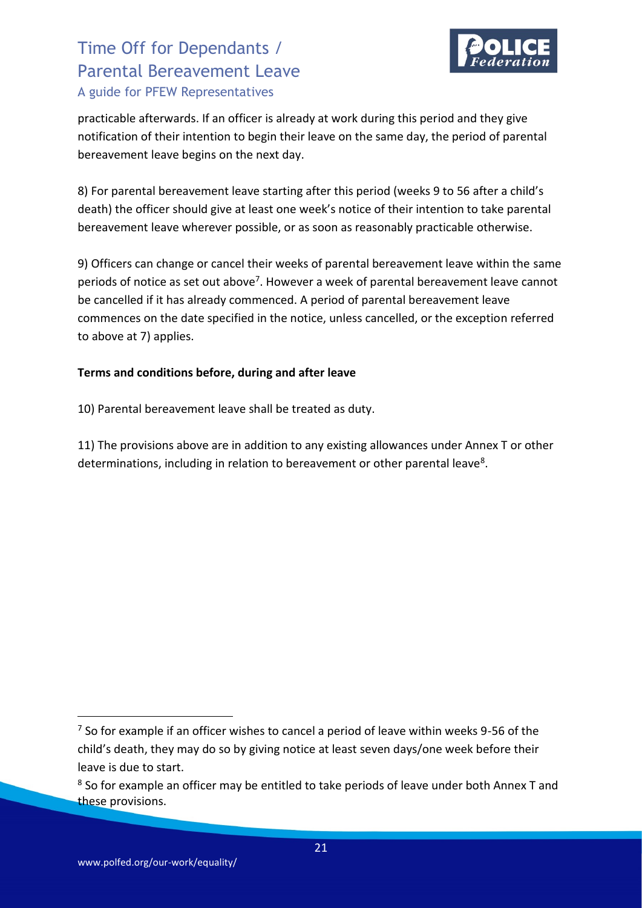practicable afterwards. If an officer is already at work during this period and they give notification of their intention to begin their leave on the same day, the period of parental bereavement leave begins on the next day.

8) For parental bereavement leave starting after this period (weeks 9 to 56 after a child's death) the officer should give at least one week's notice of their intention to take parental bereavement leave wherever possible, or as soon as reasonably practicable otherwise.

9) Officers can change or cancel their weeks of parental bereavement leave within the same periods of notice as set out above[7]. However a week of parental bereavement leave cannot be cancelled if it has already commenced. A period of parental bereavement leave commences on the date specified in the notice, unless cancelled, or the exception referred to above at 7) applies.

**Terms and conditions before, during and after leave**

10) Parental bereavement leave shall be treated as duty.

11) The provisions above are in addition to any existing allowances under Annex T or other determinations, including in relation to bereavement or other parental leave[8].

---

[7] So for example if an officer wishes to cancel a period of leave within weeks 9-56 of the child's death, they may do so by giving notice at least seven days/one week before their leave is due to start.

[8] So for example an officer may be entitled to take periods of leave under both Annex T and these provisions.